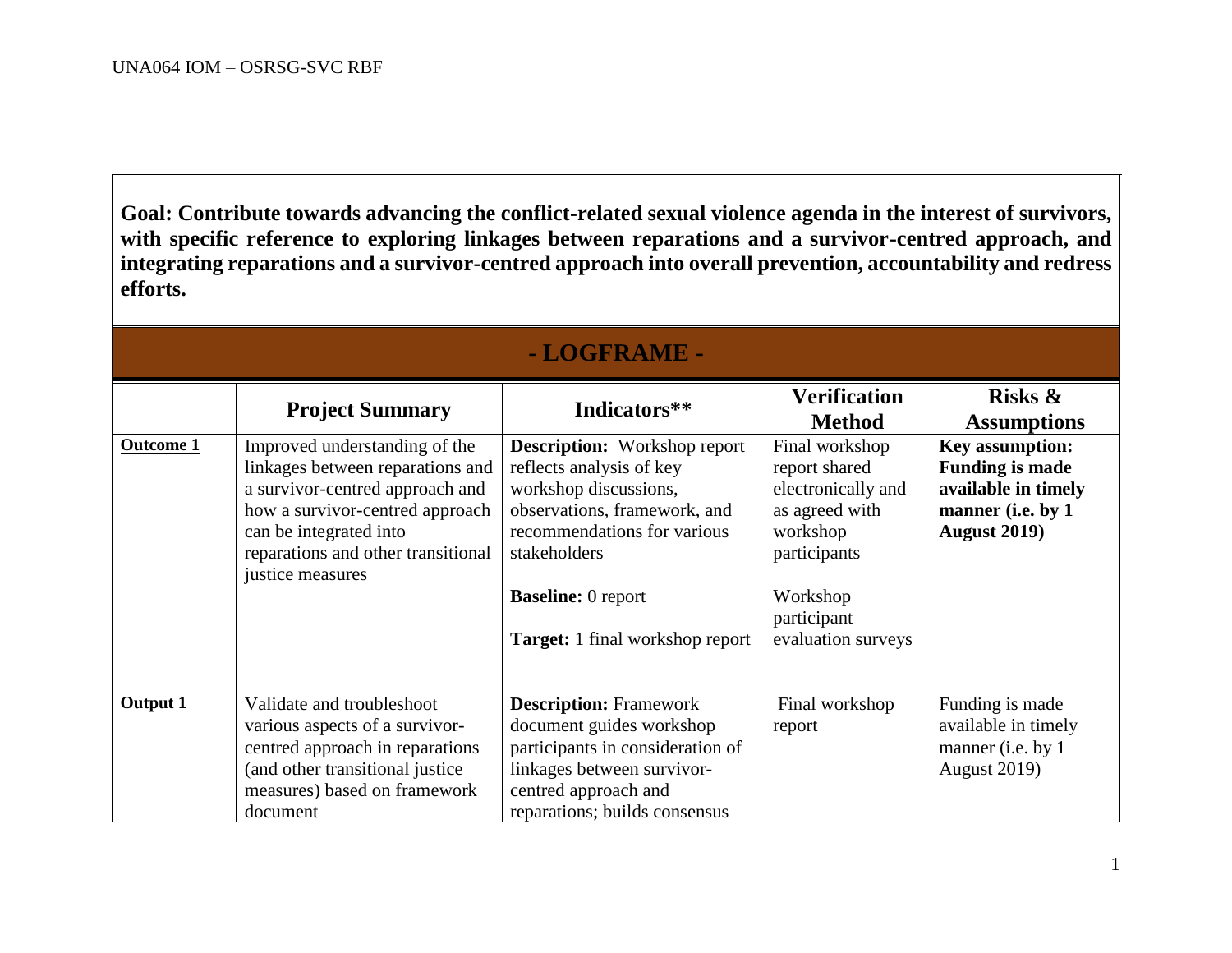**Goal: Contribute towards advancing the conflict-related sexual violence agenda in the interest of survivors, with specific reference to exploring linkages between reparations and a survivor-centred approach, and integrating reparations and a survivor-centred approach into overall prevention, accountability and redress efforts.**

## - LOGFRAME -

| | Project Summary | Indicators** | Verification Method | Risks & Assumptions |
|---|---|---|---|---|
| **Outcome 1** | Improved understanding of the linkages between reparations and a survivor-centred approach and how a survivor-centred approach can be integrated into reparations and other transitional justice measures | **Description:** Workshop report reflects analysis of key workshop discussions, observations, framework, and recommendations for various stakeholders<br><br>**Baseline:** 0 report<br><br>**Target:** 1 final workshop report | Final workshop report shared electronically and as agreed with workshop participants<br><br>Workshop participant evaluation surveys | **Key assumption: Funding is made available in timely manner (i.e. by 1 August 2019)** |
| **Output 1** | Validate and troubleshoot various aspects of a survivor-centred approach in reparations (and other transitional justice measures) based on framework document | **Description:** Framework document guides workshop participants in consideration of linkages between survivor-centred approach and reparations; builds consensus | Final workshop report | Funding is made available in timely manner (i.e. by 1 August 2019) |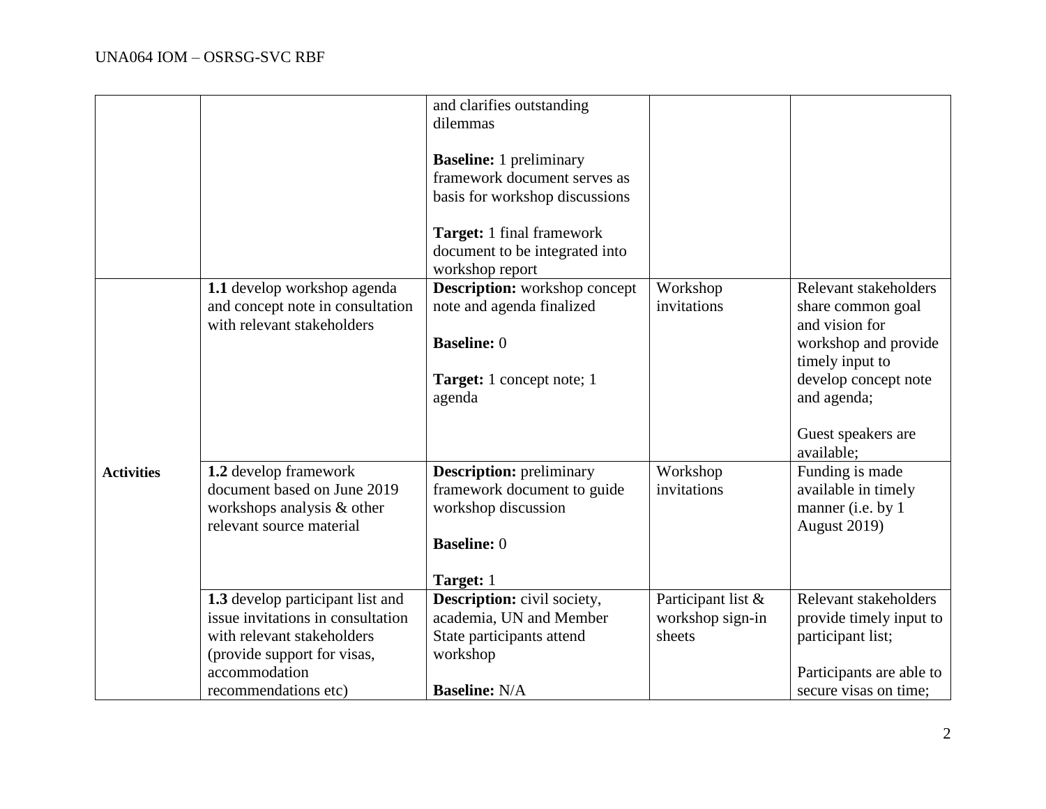| | | | | |
|---|---|---|---|---|
| | | and clarifies outstanding dilemmas<br><br>**Baseline:** 1 preliminary framework document serves as basis for workshop discussions<br><br>**Target:** 1 final framework document to be integrated into workshop report | | |
| **Activities** | **1.1** develop workshop agenda and concept note in consultation with relevant stakeholders | **Description:** workshop concept note and agenda finalized<br><br>**Baseline:** 0<br><br>**Target:** 1 concept note; 1 agenda | Workshop invitations | Relevant stakeholders share common goal and vision for workshop and provide timely input to develop concept note and agenda;<br><br>Guest speakers are available; |
| | **1.2** develop framework document based on June 2019 workshops analysis & other relevant source material | **Description:** preliminary framework document to guide workshop discussion<br><br>**Baseline:** 0<br><br>**Target:** 1 | Workshop invitations | Funding is made available in timely manner (i.e. by 1 August 2019) |
| | **1.3** develop participant list and issue invitations in consultation with relevant stakeholders (provide support for visas, accommodation recommendations etc) | **Description:** civil society, academia, UN and Member State participants attend workshop<br><br>**Baseline:** N/A | Participant list & workshop sign-in sheets | Relevant stakeholders provide timely input to participant list;<br><br>Participants are able to secure visas on time; |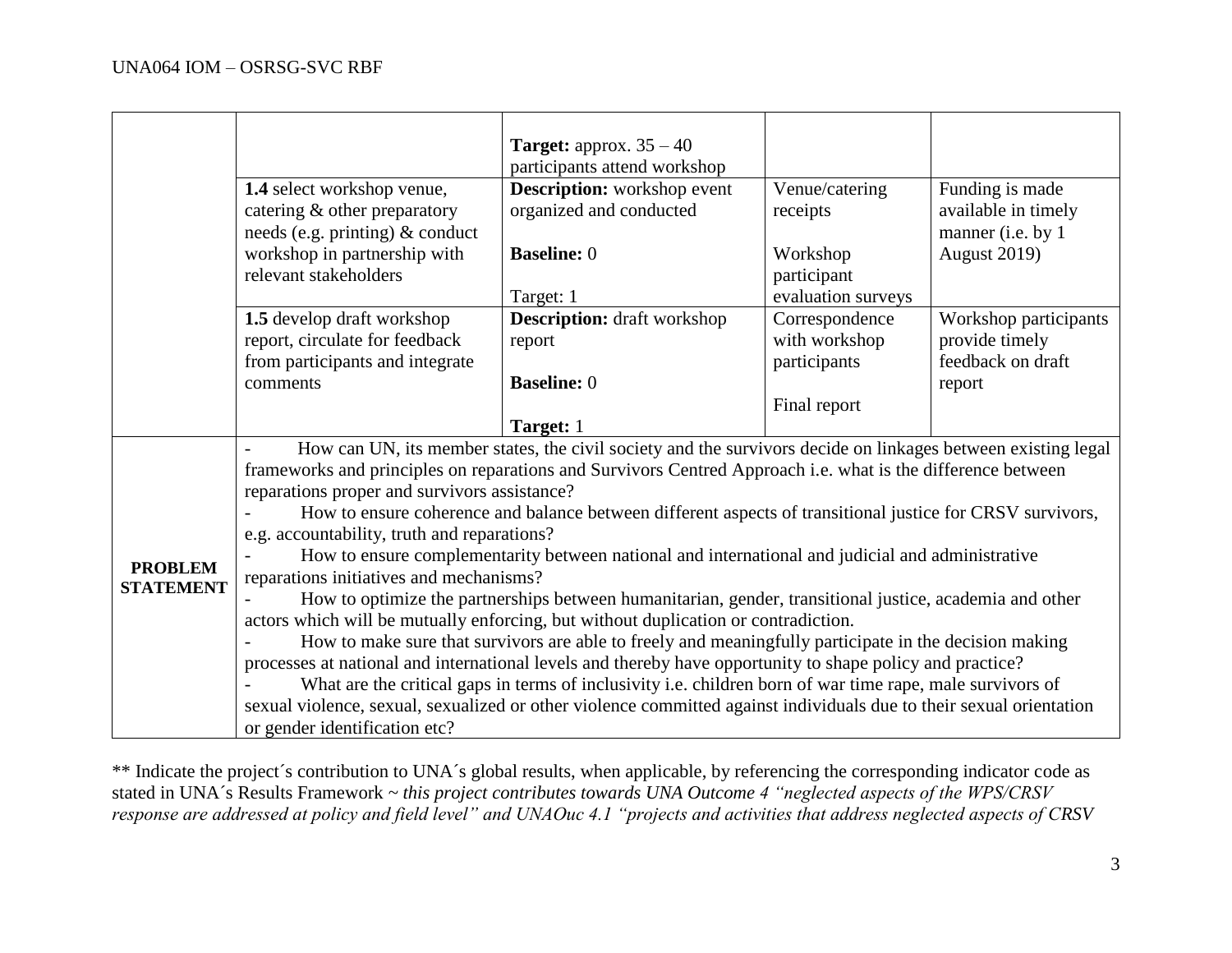| | | | | |
|---|---|---|---|---|
| | | **Target:** approx. 35 – 40 participants attend workshop | | |
| | **1.4** select workshop venue, catering & other preparatory needs (e.g. printing) & conduct workshop in partnership with relevant stakeholders | **Description:** workshop event organized and conducted<br><br>**Baseline:** 0<br><br>Target: 1 | Venue/catering receipts<br><br>Workshop participant evaluation surveys | Funding is made available in timely manner (i.e. by 1 August 2019) |
| | **1.5** develop draft workshop report, circulate for feedback from participants and integrate comments | **Description:** draft workshop report<br><br>**Baseline:** 0<br><br>**Target:** 1 | Correspondence with workshop participants<br><br>Final report | Workshop participants provide timely feedback on draft report |
| **PROBLEM STATEMENT** | - How can UN, its member states, the civil society and the survivors decide on linkages between existing legal frameworks and principles on reparations and Survivors Centred Approach i.e. what is the difference between reparations proper and survivors assistance?<br>- How to ensure coherence and balance between different aspects of transitional justice for CRSV survivors, e.g. accountability, truth and reparations?<br>- How to ensure complementarity between national and international and judicial and administrative reparations initiatives and mechanisms?<br>- How to optimize the partnerships between humanitarian, gender, transitional justice, academia and other actors which will be mutually enforcing, but without duplication or contradiction.<br>- How to make sure that survivors are able to freely and meaningfully participate in the decision making processes at national and international levels and thereby have opportunity to shape policy and practice?<br>- What are the critical gaps in terms of inclusivity i.e. children born of war time rape, male survivors of sexual violence, sexual, sexualized or other violence committed against individuals due to their sexual orientation or gender identification etc? | | | |

** Indicate the project´s contribution to UNA´s global results, when applicable, by referencing the corresponding indicator code as stated in UNA´s Results Framework ~ *this project contributes towards UNA Outcome 4 "neglected aspects of the WPS/CRSV response are addressed at policy and field level" and UNAOuc 4.1 "projects and activities that address neglected aspects of CRSV*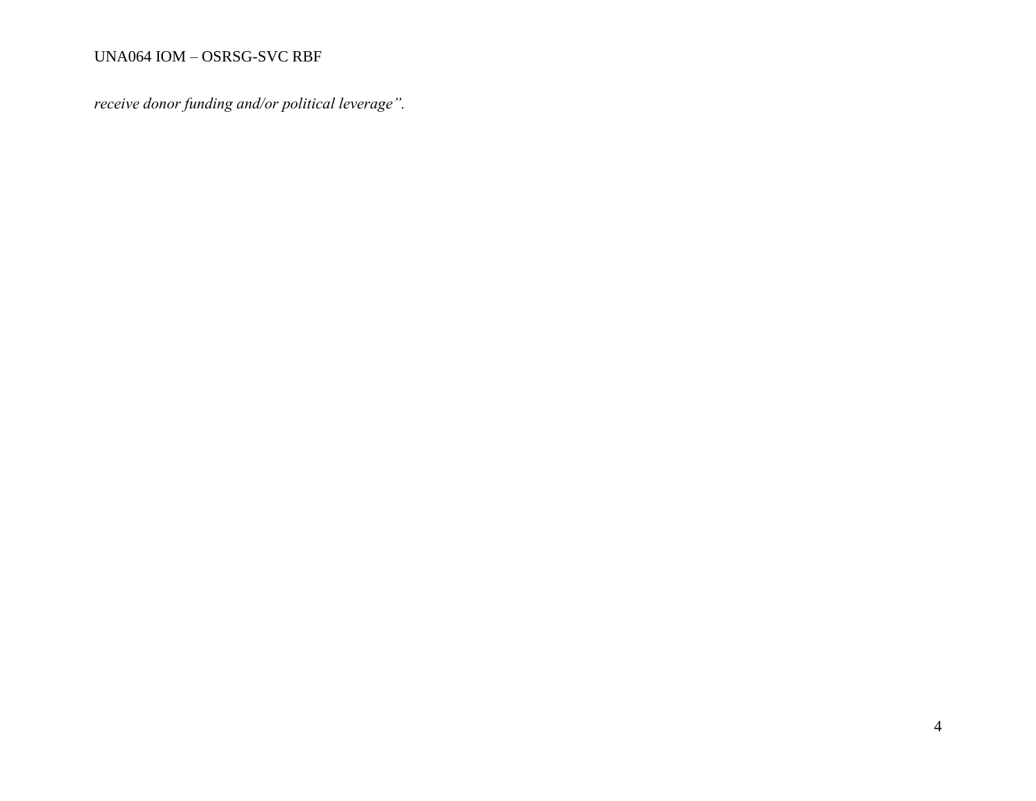*receive donor funding and/or political leverage".*